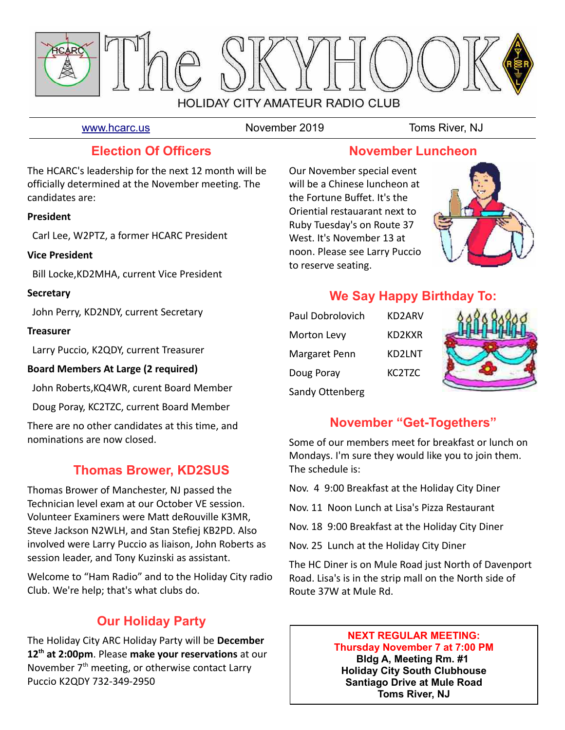# The SKYHOOK

HOLIDAY CITY AMATEUR RADIO CLUB

www.hcarc.us | November 2019 | Toms River, NJ

## Election Of Officers

The HCARC's leadership for the next 12 month will be officially determined at the November meeting. The candidates are:

**President**

Carl Lee, W2PTZ, a former HCARC President

**Vice President**

Bill Locke,KD2MHA, current Vice President

**Secretary**

John Perry, KD2NDY, current Secretary

**Treasurer**

Larry Puccio, K2QDY, current Treasurer

**Board Members At Large (2 required)**

John Roberts,KQ4WR, curent Board Member

Doug Poray, KC2TZC, current Board Member

There are no other candidates at this time, and nominations are now closed.

## Thomas Brower, KD2SUS

Thomas Brower of Manchester, NJ passed the Technician level exam at our October VE session. Volunteer Examiners were Matt deRouville K3MR, Steve Jackson N2WLH, and Stan Stefiej KB2PD. Also involved were Larry Puccio as liaison, John Roberts as session leader, and Tony Kuzinski as assistant.

Welcome to “Ham Radio” and to the Holiday City radio Club. We're help; that's what clubs do.

## Our Holiday Party

The Holiday City ARC Holiday Party will be **December 12th at 2:00pm**. Please **make your reservations** at our November 7th meeting, or otherwise contact Larry Puccio K2QDY 732-349-2950

## November Luncheon

Our November special event will be a Chinese luncheon at the Fortune Buffet. It's the Oriential restauarant next to Ruby Tuesday's on Route 37 West. It's November 13 at noon. Please see Larry Puccio to reserve seating.

## We Say Happy Birthday To:

| | |
|---|---|
| Paul Dobrolovich | KD2ARV |
| Morton Levy | KD2KXR |
| Margaret Penn | KD2LNT |
| Doug Poray | KC2TZC |
| Sandy Ottenberg | |

## November “Get-Togethers”

Some of our members meet for breakfast or lunch on Mondays. I'm sure they would like you to join them. The schedule is:

Nov. 4 9:00 Breakfast at the Holiday City Diner

Nov. 11 Noon Lunch at Lisa's Pizza Restaurant

Nov. 18 9:00 Breakfast at the Holiday City Diner

Nov. 25 Lunch at the Holiday City Diner

The HC Diner is on Mule Road just North of Davenport Road. Lisa's is in the strip mall on the North side of Route 37W at Mule Rd.

**NEXT REGULAR MEETING:**
**Thursday November 7 at 7:00 PM**
**Bldg A, Meeting Rm. #1**
**Holiday City South Clubhouse**
**Santiago Drive at Mule Road**
**Toms River, NJ**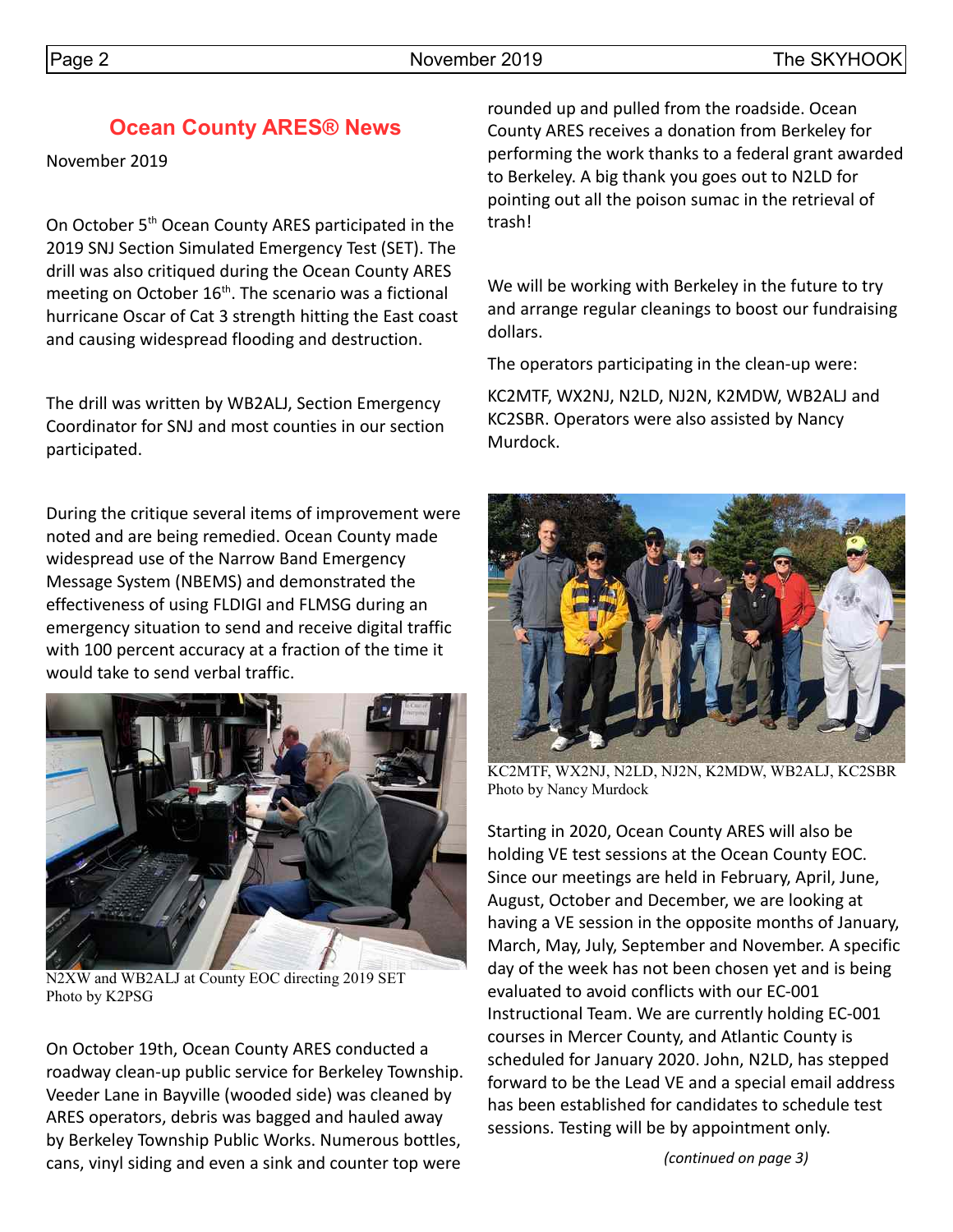## Ocean County ARES® News

November 2019

On October 5th Ocean County ARES participated in the 2019 SNJ Section Simulated Emergency Test (SET). The drill was also critiqued during the Ocean County ARES meeting on October 16th. The scenario was a fictional hurricane Oscar of Cat 3 strength hitting the East coast and causing widespread flooding and destruction.

The drill was written by WB2ALJ, Section Emergency Coordinator for SNJ and most counties in our section participated.

During the critique several items of improvement were noted and are being remedied. Ocean County made widespread use of the Narrow Band Emergency Message System (NBEMS) and demonstrated the effectiveness of using FLDIGI and FLMSG during an emergency situation to send and receive digital traffic with 100 percent accuracy at a fraction of the time it would take to send verbal traffic.

N2XW and WB2ALJ at County EOC directing 2019 SET
Photo by K2PSG

On October 19th, Ocean County ARES conducted a roadway clean-up public service for Berkeley Township. Veeder Lane in Bayville (wooded side) was cleaned by ARES operators, debris was bagged and hauled away by Berkeley Township Public Works. Numerous bottles, cans, vinyl siding and even a sink and counter top were rounded up and pulled from the roadside. Ocean County ARES receives a donation from Berkeley for performing the work thanks to a federal grant awarded to Berkeley. A big thank you goes out to N2LD for pointing out all the poison sumac in the retrieval of trash!

We will be working with Berkeley in the future to try and arrange regular cleanings to boost our fundraising dollars.

The operators participating in the clean-up were:

KC2MTF, WX2NJ, N2LD, NJ2N, K2MDW, WB2ALJ and KC2SBR. Operators were also assisted by Nancy Murdock.

KC2MTF, WX2NJ, N2LD, NJ2N, K2MDW, WB2ALJ, KC2SBR
Photo by Nancy Murdock

Starting in 2020, Ocean County ARES will also be holding VE test sessions at the Ocean County EOC. Since our meetings are held in February, April, June, August, October and December, we are looking at having a VE session in the opposite months of January, March, May, July, September and November. A specific day of the week has not been chosen yet and is being evaluated to avoid conflicts with our EC-001 Instructional Team. We are currently holding EC-001 courses in Mercer County, and Atlantic County is scheduled for January 2020. John, N2LD, has stepped forward to be the Lead VE and a special email address has been established for candidates to schedule test sessions. Testing will be by appointment only.

*(continued on page 3)*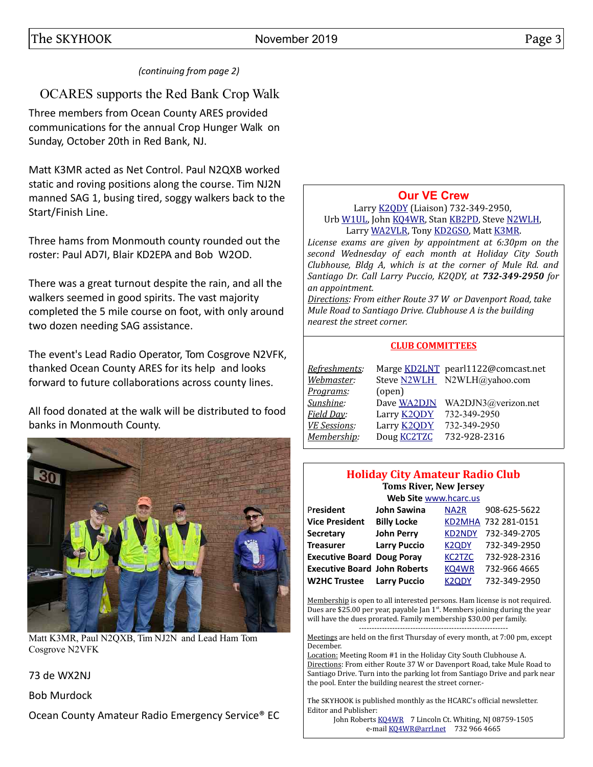*(continuing from page 2)*

## OCARES supports the Red Bank Crop Walk

Three members from Ocean County ARES provided communications for the annual Crop Hunger Walk on Sunday, October 20th in Red Bank, NJ.

Matt K3MR acted as Net Control. Paul N2QXB worked static and roving positions along the course. Tim NJ2N manned SAG 1, busing tired, soggy walkers back to the Start/Finish Line.

Three hams from Monmouth county rounded out the roster: Paul AD7I, Blair KD2EPA and Bob W2OD.

There was a great turnout despite the rain, and all the walkers seemed in good spirits. The vast majority completed the 5 mile course on foot, with only around two dozen needing SAG assistance.

The event's Lead Radio Operator, Tom Cosgrove N2VFK, thanked Ocean County ARES for its help and looks forward to future collaborations across county lines.

All food donated at the walk will be distributed to food banks in Monmouth County.

Matt K3MR, Paul N2QXB, Tim NJ2N and Lead Ham Tom Cosgrove N2VFK

73 de WX2NJ

Bob Murdock

Ocean County Amateur Radio Emergency Service® EC

## Our VE Crew

Larry K2QDY (Liaison) 732-349-2950,
Urb W1UL, John KQ4WR, Stan KB2PD, Steve N2WLH,
Larry WA2VLR, Tony KD2GSO, Matt K3MR.

*License exams are given by appointment at 6:30pm on the second Wednesday of each month at Holiday City South Clubhouse, Bldg A, which is at the corner of Mule Rd. and Santiago Dr. Call Larry Puccio, K2QDY, at **732-349-2950** for an appointment.*

*Directions: From either Route 37 W or Davenport Road, take Mule Road to Santiago Drive. Clubhouse A is the building nearest the street corner.*

### CLUB COMMITTEES

| | | |
|---|---|---|
| *Refreshments:* | Marge KD2LNT | pearl1122@comcast.net |
| *Webmaster:* | Steve N2WLH | N2WLH@yahoo.com |
| *Programs:* | (open) | |
| *Sunshine:* | Dave WA2DJN | WA2DJN3@verizon.net |
| *Field Day:* | Larry K2QDY | 732-349-2950 |
| *VE Sessions:* | Larry K2QDY | 732-349-2950 |
| *Membership:* | Doug KC2TZC | 732-928-2316 |

## Holiday City Amateur Radio Club

**Toms River, New Jersey**

**Web Site** www.hcarc.us

| | | | |
|---|---|---|---|
| **President** | **John Sawina** | NA2R | 908-625-5622 |
| **Vice President** | **Billy Locke** | KD2MHA | 732 281-0151 |
| **Secretary** | **John Perry** | KD2NDY | 732-349-2705 |
| **Treasurer** | **Larry Puccio** | K2QDY | 732-349-2950 |
| **Executive Board** | **Doug Poray** | KC2TZC | 732-928-2316 |
| **Executive Board** | **John Roberts** | KQ4WR | 732-966 4665 |
| **W2HC Trustee** | **Larry Puccio** | K2QDY | 732-349-2950 |

Membership is open to all interested persons. Ham license is not required. Dues are $25.00 per year, payable Jan 1st. Members joining during the year will have the dues prorated. Family membership $30.00 per family.

---

Meetings are held on the first Thursday of every month, at 7:00 pm, except December.
Location: Meeting Room #1 in the Holiday City South Clubhouse A.
Directions: From either Route 37 W or Davenport Road, take Mule Road to Santiago Drive. Turn into the parking lot from Santiago Drive and park near the pool. Enter the building nearest the street corner.-

The SKYHOOK is published monthly as the HCARC's official newsletter.
Editor and Publisher:
John Roberts KQ4WR 7 Lincoln Ct. Whiting, NJ 08759-1505
e-mail KQ4WR@arrl.net 732 966 4665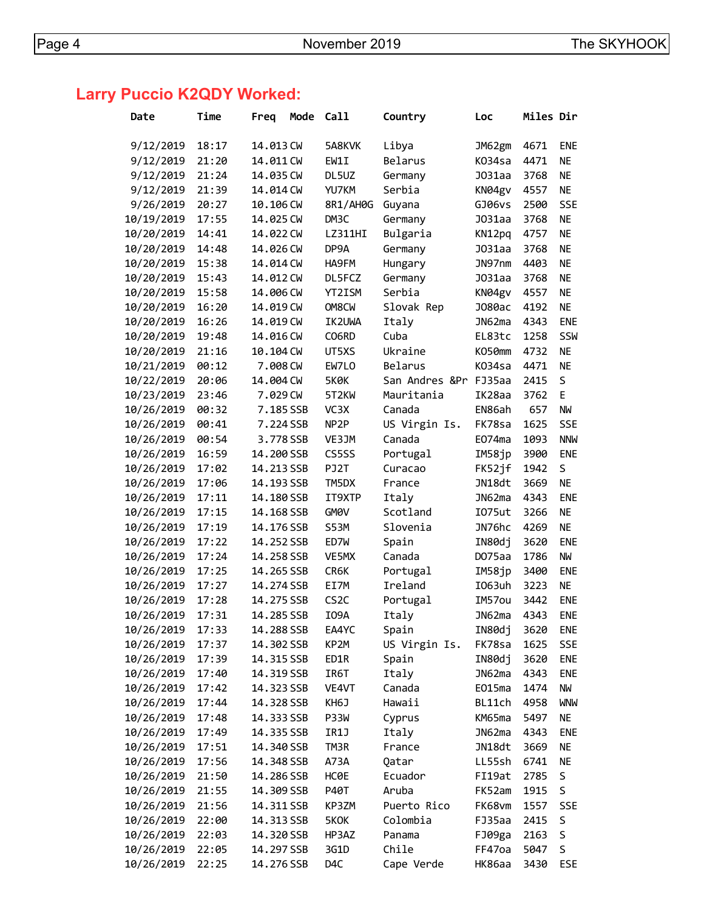## Larry Puccio K2QDY Worked:

| Date | Time | Freq | Mode | Call | Country | Loc | Miles | Dir |
|---|---|---|---|---|---|---|---|---|
| 9/12/2019 | 18:17 | 14.013 | CW | 5A8KVK | Libya | JM62gm | 4671 | ENE |
| 9/12/2019 | 21:20 | 14.011 | CW | EW1I | Belarus | KO34sa | 4471 | NE |
| 9/12/2019 | 21:24 | 14.035 | CW | DL5UZ | Germany | JO31aa | 3768 | NE |
| 9/12/2019 | 21:39 | 14.014 | CW | YU7KM | Serbia | KN04gv | 4557 | NE |
| 9/26/2019 | 20:27 | 10.106 | CW | 8R1/AH0G | Guyana | GJ06vs | 2500 | SSE |
| 10/19/2019 | 17:55 | 14.025 | CW | DM3C | Germany | JO31aa | 3768 | NE |
| 10/20/2019 | 14:41 | 14.022 | CW | LZ311HI | Bulgaria | KN12pq | 4757 | NE |
| 10/20/2019 | 14:48 | 14.026 | CW | DP9A | Germany | JO31aa | 3768 | NE |
| 10/20/2019 | 15:38 | 14.014 | CW | HA9FM | Hungary | JN97nm | 4403 | NE |
| 10/20/2019 | 15:43 | 14.012 | CW | DL5FCZ | Germany | JO31aa | 3768 | NE |
| 10/20/2019 | 15:58 | 14.006 | CW | YT2ISM | Serbia | KN04gv | 4557 | NE |
| 10/20/2019 | 16:20 | 14.019 | CW | OM8CW | Slovak Rep | JO80ac | 4192 | NE |
| 10/20/2019 | 16:26 | 14.019 | CW | IK2UWA | Italy | JN62ma | 4343 | ENE |
| 10/20/2019 | 19:48 | 14.016 | CW | CO6RD | Cuba | EL83tc | 1258 | SSW |
| 10/20/2019 | 21:16 | 10.104 | CW | UT5XS | Ukraine | KO50mm | 4732 | NE |
| 10/21/2019 | 00:12 | 7.008 | CW | EW7LO | Belarus | KO34sa | 4471 | NE |
| 10/22/2019 | 20:06 | 14.004 | CW | 5K0K | San Andres &Pr | FJ35aa | 2415 | S |
| 10/23/2019 | 23:46 | 7.029 | CW | 5T2KW | Mauritania | IK28aa | 3762 | E |
| 10/26/2019 | 00:32 | 7.185 | SSB | VC3X | Canada | EN86ah | 657 | NW |
| 10/26/2019 | 00:41 | 7.224 | SSB | NP2P | US Virgin Is. | FK78sa | 1625 | SSE |
| 10/26/2019 | 00:54 | 3.778 | SSB | VE3JM | Canada | EO74ma | 1093 | NNW |
| 10/26/2019 | 16:59 | 14.200 | SSB | CS5SS | Portugal | IM58jp | 3900 | ENE |
| 10/26/2019 | 17:02 | 14.213 | SSB | PJ2T | Curacao | FK52jf | 1942 | S |
| 10/26/2019 | 17:06 | 14.193 | SSB | TM5DX | France | JN18dt | 3669 | NE |
| 10/26/2019 | 17:11 | 14.180 | SSB | IT9XTP | Italy | JN62ma | 4343 | ENE |
| 10/26/2019 | 17:15 | 14.168 | SSB | GM0V | Scotland | IO75ut | 3266 | NE |
| 10/26/2019 | 17:19 | 14.176 | SSB | S53M | Slovenia | JN76hc | 4269 | NE |
| 10/26/2019 | 17:22 | 14.252 | SSB | ED7W | Spain | IN80dj | 3620 | ENE |
| 10/26/2019 | 17:24 | 14.258 | SSB | VE5MX | Canada | DO75aa | 1786 | NW |
| 10/26/2019 | 17:25 | 14.265 | SSB | CR6K | Portugal | IM58jp | 3400 | ENE |
| 10/26/2019 | 17:27 | 14.274 | SSB | EI7M | Ireland | IO63uh | 3223 | NE |
| 10/26/2019 | 17:28 | 14.275 | SSB | CS2C | Portugal | IM57ou | 3442 | ENE |
| 10/26/2019 | 17:31 | 14.285 | SSB | IO9A | Italy | JN62ma | 4343 | ENE |
| 10/26/2019 | 17:33 | 14.288 | SSB | EA4YC | Spain | IN80dj | 3620 | ENE |
| 10/26/2019 | 17:37 | 14.302 | SSB | KP2M | US Virgin Is. | FK78sa | 1625 | SSE |
| 10/26/2019 | 17:39 | 14.315 | SSB | ED1R | Spain | IN80dj | 3620 | ENE |
| 10/26/2019 | 17:40 | 14.319 | SSB | IR6T | Italy | JN62ma | 4343 | ENE |
| 10/26/2019 | 17:42 | 14.323 | SSB | VE4VT | Canada | EO15ma | 1474 | NW |
| 10/26/2019 | 17:44 | 14.328 | SSB | KH6J | Hawaii | BL11ch | 4958 | WNW |
| 10/26/2019 | 17:48 | 14.333 | SSB | P33W | Cyprus | KM65ma | 5497 | NE |
| 10/26/2019 | 17:49 | 14.335 | SSB | IR1J | Italy | JN62ma | 4343 | ENE |
| 10/26/2019 | 17:51 | 14.340 | SSB | TM3R | France | JN18dt | 3669 | NE |
| 10/26/2019 | 17:56 | 14.348 | SSB | A73A | Qatar | LL55sh | 6741 | NE |
| 10/26/2019 | 21:50 | 14.286 | SSB | HC0E | Ecuador | FI19at | 2785 | S |
| 10/26/2019 | 21:55 | 14.309 | SSB | P40T | Aruba | FK52am | 1915 | S |
| 10/26/2019 | 21:56 | 14.311 | SSB | KP3ZM | Puerto Rico | FK68vm | 1557 | SSE |
| 10/26/2019 | 22:00 | 14.313 | SSB | 5KOK | Colombia | FJ35aa | 2415 | S |
| 10/26/2019 | 22:03 | 14.320 | SSB | HP3AZ | Panama | FJ09ga | 2163 | S |
| 10/26/2019 | 22:05 | 14.297 | SSB | 3G1D | Chile | FF47oa | 5047 | S |
| 10/26/2019 | 22:25 | 14.276 | SSB | D4C | Cape Verde | HK86aa | 3430 | ESE |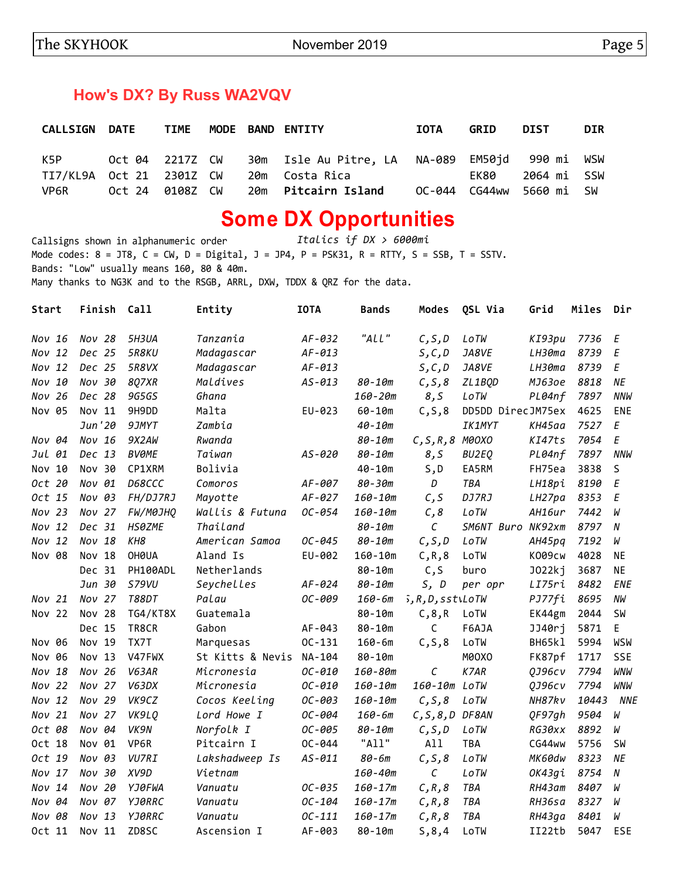## How's DX? By Russ WA2VQV

| CALLSIGN | DATE | TIME | MODE | BAND | ENTITY | IOTA | GRID | DIST | DIR |
|---|---|---|---|---|---|---|---|---|---|
| K5P | Oct 04 | 2217Z | CW | 30m | Isle Au Pitre, LA | NA-089 | EM50jd | 990 mi | WSW |
| TI7/KL9A | Oct 21 | 2301Z | CW | 20m | Costa Rica | | EK80 | 2064 mi | SSW |
| VP6R | Oct 24 | 0108Z | CW | 20m | **Pitcairn Island** | OC-044 | CG44ww | 5660 mi | SW |

# Some DX Opportunities

Callsigns shown in alphanumeric order *Italics if DX > 6000mi*
Mode codes: 8 = JT8, C = CW, D = Digital, J = JP4, P = PSK31, R = RTTY, S = SSB, T = SSTV.
Bands: "Low" usually means 160, 80 & 40m.
Many thanks to NG3K and to the RSGB, ARRL, DXW, TDDX & QRZ for the data.

| Start | Finish | Call | Entity | IOTA | Bands | Modes | QSL Via | Grid | Miles | Dir |
|---|---|---|---|---|---|---|---|---|---|---|
| *Nov 16* | *Nov 28* | *5H3UA* | *Tanzania* | *AF-032* | *"All"* | *C,S,D* | *LoTW* | *KI93pu* | *7736* | *E* |
| *Nov 12* | *Dec 25* | *5R8KU* | *Madagascar* | *AF-013* | | *S,C,D* | *JA8VE* | *LH30ma* | *8739* | *E* |
| *Nov 12* | *Dec 25* | *5R8VX* | *Madagascar* | *AF-013* | | *S,C,D* | *JA8VE* | *LH30ma* | *8739* | *E* |
| *Nov 10* | *Nov 30* | *8Q7XR* | *Maldives* | *AS-013* | *80-10m* | *C,S,8* | *ZL1BQD* | *MJ63oe* | *8818* | *NE* |
| *Nov 26* | *Dec 28* | *9G5GS* | *Ghana* | | *160-20m* | *8,S* | *LoTW* | *PL04nf* | *7897* | *NNW* |
| Nov 05 | Nov 11 | 9H9DD | Malta | EU-023 | 60-10m | C,S,8 | DD5DD Direc | JM75ex | 4625 | ENE |
| | *Jun'20* | *9JMYT* | *Zambia* | | *40-10m* | | *IK1MYT* | *KH45aa* | *7527* | *E* |
| *Nov 04* | *Nov 16* | *9X2AW* | *Rwanda* | | *80-10m* | *C,S,R,8* | *M0OXO* | *KI47ts* | *7054* | *E* |
| *Jul 01* | *Dec 13* | *BV0ME* | *Taiwan* | *AS-020* | *80-10m* | *8,S* | *BU2EQ* | *PL04nf* | *7897* | *NNW* |
| Nov 10 | Nov 30 | CP1XRM | Bolivia | | 40-10m | S,D | EA5RM | FH75ea | 3838 | S |
| *Oct 20* | *Nov 01* | *D68CCC* | *Comoros* | *AF-007* | *80-30m* | *D* | *TBA* | *LH18pi* | *8190* | *E* |
| *Oct 15* | *Nov 03* | *FH/DJ7RJ* | *Mayotte* | *AF-027* | *160-10m* | *C,S* | *DJ7RJ* | *LH27pa* | *8353* | *E* |
| *Nov 23* | *Nov 27* | *FW/M0JHQ* | *Wallis & Futuna* | *OC-054* | *160-10m* | *C,8* | *LoTW* | *AH16ur* | *7442* | *W* |
| *Nov 12* | *Dec 31* | *HS0ZME* | *Thailand* | | *80-10m* | *C* | *SM6NT Buro* | *NK92xm* | *8797* | *N* |
| *Nov 12* | *Nov 18* | *KH8* | *American Samoa* | *OC-045* | *80-10m* | *C,S,D* | *LoTW* | *AH45pq* | *7192* | *W* |
| Nov 08 | Nov 18 | OH0UA | Aland Is | EU-002 | 160-10m | C,R,8 | LoTW | KO09cw | 4028 | NE |
| | Dec 31 | PH100ADL | Netherlands | | 80-10m | C,S | buro | JO22kj | 3687 | NE |
| | *Jun 30* | *S79VU* | *Seychelles* | *AF-024* | *80-10m* | *S, D* | *per opr* | *LI75ri* | *8482* | *ENE* |
| *Nov 21* | *Nov 27* | *T88DT* | *Palau* | *OC-009* | *160-6m* | *S,R,D,sstv* | *LoTW* | *PJ77fi* | *8695* | *NW* |
| Nov 22 | Nov 28 | TG4/KT8X | Guatemala | | 80-10m | C,8,R | LoTW | EK44gm | 2044 | SW |
| | Dec 15 | TR8CR | Gabon | AF-043 | 80-10m | C | F6AJA | JJ40rj | 5871 | E |
| Nov 06 | Nov 19 | TX7T | Marquesas | OC-131 | 160-6m | C,S,8 | LoTW | BH65kl | 5994 | WSW |
| Nov 06 | Nov 13 | V47FWX | St Kitts & Nevis | NA-104 | 80-10m | | M0OXO | FK87pf | 1717 | SSE |
| *Nov 18* | *Nov 26* | *V63AR* | *Micronesia* | *OC-010* | *160-80m* | *C* | *K7AR* | *QJ96cv* | *7794* | *WNW* |
| *Nov 22* | *Nov 27* | *V63DX* | *Micronesia* | *OC-010* | *160-10m* | *160-10m* | *LoTW* | *QJ96cv* | *7794* | *WNW* |
| *Nov 12* | *Nov 29* | *VK9CZ* | *Cocos Keeling* | *OC-003* | *160-10m* | *C,S,8* | *LoTW* | *NH87kv* | *10443* | *NNE* |
| *Nov 21* | *Nov 27* | *VK9LQ* | *Lord Howe I* | *OC-004* | *160-6m* | *C,S,8,D* | *DF8AN* | *QF97gh* | *9504* | *W* |
| *Oct 08* | *Nov 04* | *VK9N* | *Norfolk I* | *OC-005* | *80-10m* | *C,S,D* | *LoTW* | *RG30xx* | *8892* | *W* |
| Oct 18 | Nov 01 | VP6R | Pitcairn I | OC-044 | "All" | All | TBA | CG44ww | 5756 | SW |
| *Oct 19* | *Nov 03* | *VU7RI* | *Lakshadweep Is* | *AS-011* | *80-6m* | *C,S,8* | *LoTW* | *MK60dw* | *8323* | *NE* |
| *Nov 17* | *Nov 30* | *XV9D* | *Vietnam* | | *160-40m* | *C* | *LoTW* | *OK43gi* | *8754* | *N* |
| *Nov 14* | *Nov 20* | *YJ0FWA* | *Vanuatu* | *OC-035* | *160-17m* | *C,R,8* | *TBA* | *RH43am* | *8407* | *W* |
| *Nov 04* | *Nov 07* | *YJ0RRC* | *Vanuatu* | *OC-104* | *160-17m* | *C,R,8* | *TBA* | *RH36sa* | *8327* | *W* |
| *Nov 08* | *Nov 13* | *YJ0RRC* | *Vanuatu* | *OC-111* | *160-17m* | *C,R,8* | *TBA* | *RH43ga* | *8401* | *W* |
| Oct 11 | Nov 11 | ZD8SC | Ascension I | AF-003 | 80-10m | S,8,4 | LoTW | II22tb | 5047 | ESE |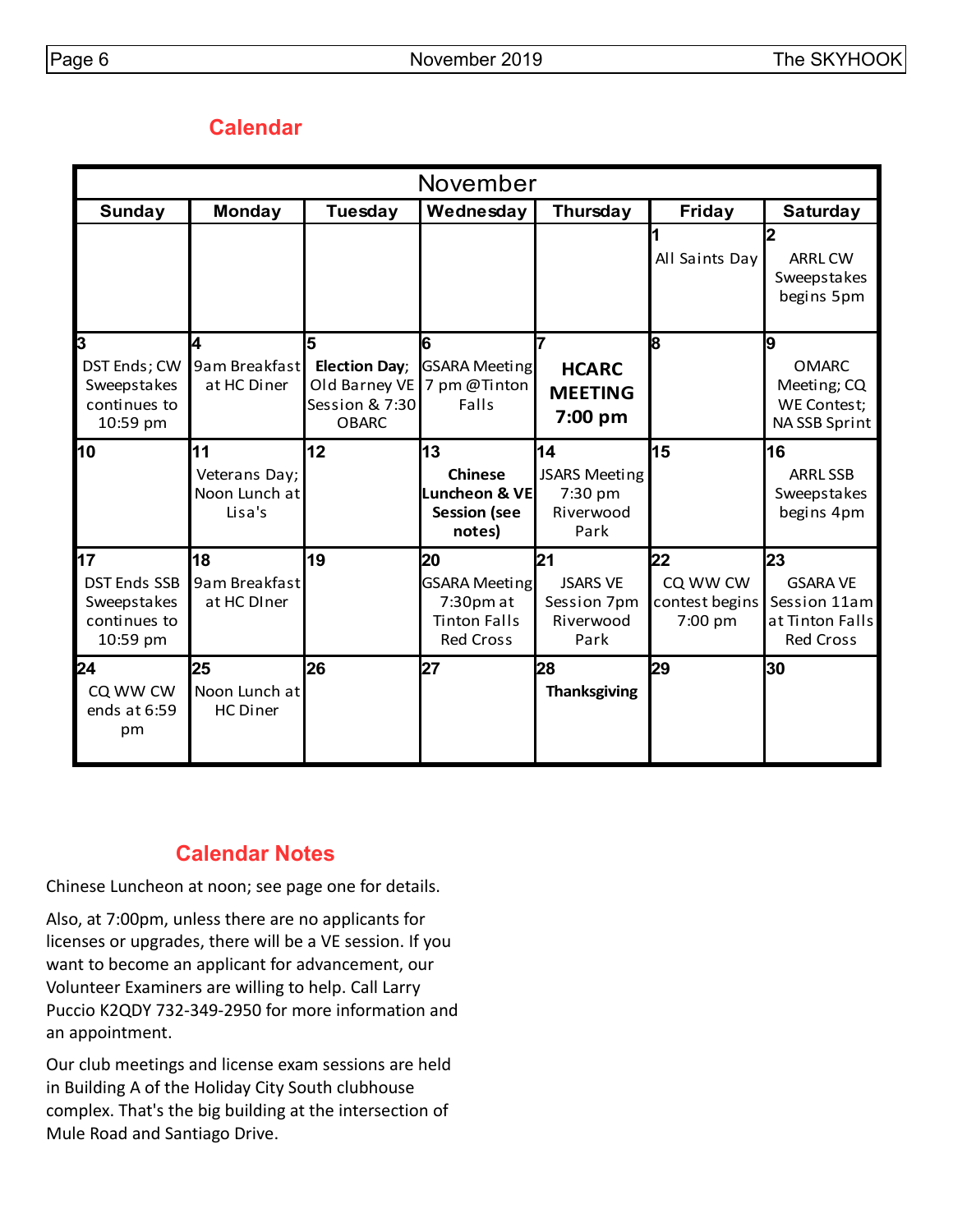## Calendar

| November | | | | | | |
|---|---|---|---|---|---|---|
| **Sunday** | **Monday** | **Tuesday** | **Wednesday** | **Thursday** | **Friday** | **Saturday** |
| | | | | | 1 All Saints Day | 2 ARRL CW Sweepstakes begins 5pm |
| 3 DST Ends; CW Sweepstakes continues to 10:59 pm | 4 9am Breakfast at HC Diner | 5 **Election Day**; Old Barney VE Session & 7:30 OBARC | 6 GSARA Meeting 7 pm @Tinton Falls | 7 **HCARC MEETING 7:00 pm** | 8 | 9 OMARC Meeting; CQ WE Contest; NA SSB Sprint |
| 10 | 11 Veterans Day; Noon Lunch at Lisa's | 12 | 13 **Chinese Luncheon & VE Session (see notes)** | 14 JSARS Meeting 7:30 pm Riverwood Park | 15 | 16 ARRL SSB Sweepstakes begins 4pm |
| 17 DST Ends SSB Sweepstakes continues to 10:59 pm | 18 9am Breakfast at HC DIner | 19 | 20 GSARA Meeting 7:30pm at Tinton Falls Red Cross | 21 JSARS VE Session 7pm Riverwood Park | 22 CQ WW CW contest begins 7:00 pm | 23 GSARA VE Session 11am at Tinton Falls Red Cross |
| 24 CQ WW CW ends at 6:59 pm | 25 Noon Lunch at HC Diner | 26 | 27 | 28 **Thanksgiving** | 29 | 30 |

## Calendar Notes

Chinese Luncheon at noon; see page one for details.

Also, at 7:00pm, unless there are no applicants for licenses or upgrades, there will be a VE session. If you want to become an applicant for advancement, our Volunteer Examiners are willing to help. Call Larry Puccio K2QDY 732-349-2950 for more information and an appointment.

Our club meetings and license exam sessions are held in Building A of the Holiday City South clubhouse complex. That's the big building at the intersection of Mule Road and Santiago Drive.